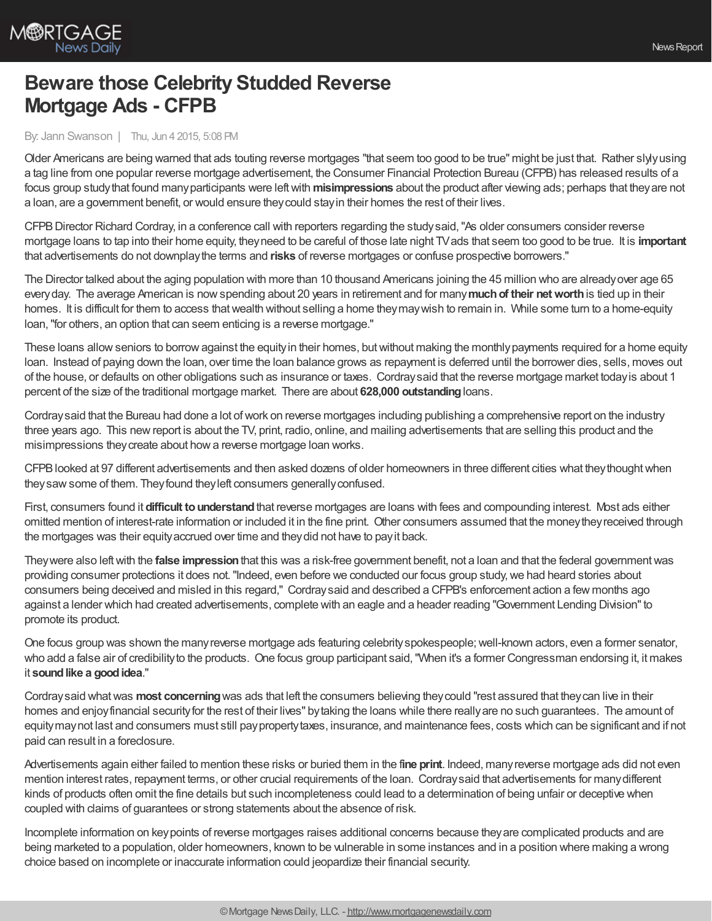# Beware those Celebrity Studded Reverse Mortgage Ads - CFPB

By: Jann Swanson | Thu, Jun 4 2015, 5:08 PM

Older Americans are being warned that ads touting reverse mortgages "that seem too good to be true" might be just that. Rather slyly using a tag line from one popular reverse mortgage advertisement, the Consumer Financial Protection Bureau (CFPB) has released results of a focus group study that found many participants were left with **misimpressions** about the product after viewing ads; perhaps that they are not a loan, are a government benefit, or would ensure they could stay in their homes the rest of their lives.

CFPB Director Richard Cordray, in a conference call with reporters regarding the study said, "As older consumers consider reverse mortgage loans to tap into their home equity, they need to be careful of those late night TV ads that seem too good to be true. It is **important** that advertisements do not downplay the terms and **risks** of reverse mortgages or confuse prospective borrowers."

The Director talked about the aging population with more than 10 thousand Americans joining the 45 million who are already over age 65 every day. The average American is now spending about 20 years in retirement and for many **much of their net worth** is tied up in their homes. It is difficult for them to access that wealth without selling a home they may wish to remain in. While some turn to a home-equity loan, "for others, an option that can seem enticing is a reverse mortgage."

These loans allow seniors to borrow against the equity in their homes, but without making the monthly payments required for a home equity loan. Instead of paying down the loan, over time the loan balance grows as repayment is deferred until the borrower dies, sells, moves out of the house, or defaults on other obligations such as insurance or taxes. Cordray said that the reverse mortgage market today is about 1 percent of the size of the traditional mortgage market. There are about **628,000 outstanding** loans.

Cordray said that the Bureau had done a lot of work on reverse mortgages including publishing a comprehensive report on the industry three years ago. This new report is about the TV, print, radio, online, and mailing advertisements that are selling this product and the misimpressions they create about how a reverse mortgage loan works.

CFPB looked at 97 different advertisements and then asked dozens of older homeowners in three different cities what they thought when they saw some of them. They found they left consumers generally confused.

First, consumers found it **difficult to understand** that reverse mortgages are loans with fees and compounding interest. Most ads either omitted mention of interest-rate information or included it in the fine print. Other consumers assumed that the money they received through the mortgages was their equity accrued over time and they did not have to pay it back.

They were also left with the **false impression** that this was a risk-free government benefit, not a loan and that the federal government was providing consumer protections it does not. "Indeed, even before we conducted our focus group study, we had heard stories about consumers being deceived and misled in this regard," Cordray said and described a CFPB's enforcement action a few months ago against a lender which had created advertisements, complete with an eagle and a header reading "Government Lending Division" to promote its product.

One focus group was shown the many reverse mortgage ads featuring celebrity spokespeople; well-known actors, even a former senator, who add a false air of credibility to the products. One focus group participant said, "When it's a former Congressman endorsing it, it makes it **sound like a good idea**."

Cordray said what was **most concerning** was ads that left the consumers believing they could "rest assured that they can live in their homes and enjoy financial security for the rest of their lives" by taking the loans while there really are no such guarantees. The amount of equity may not last and consumers must still pay property taxes, insurance, and maintenance fees, costs which can be significant and if not paid can result in a foreclosure.

Advertisements again either failed to mention these risks or buried them in the **fine print**. Indeed, many reverse mortgage ads did not even mention interest rates, repayment terms, or other crucial requirements of the loan. Cordray said that advertisements for many different kinds of products often omit the fine details but such incompleteness could lead to a determination of being unfair or deceptive when coupled with claims of guarantees or strong statements about the absence of risk.

Incomplete information on key points of reverse mortgages raises additional concerns because they are complicated products and are being marketed to a population, older homeowners, known to be vulnerable in some instances and in a position where making a wrong choice based on incomplete or inaccurate information could jeopardize their financial security.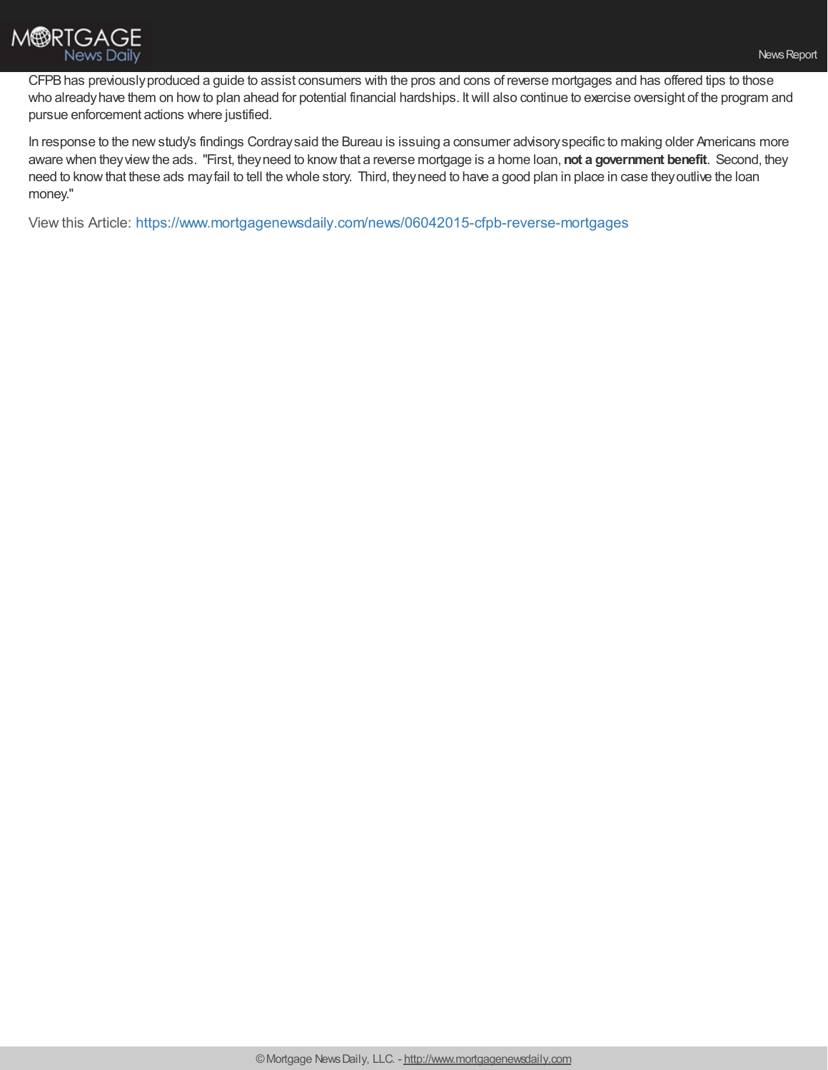CFPB has previously produced a guide to assist consumers with the pros and cons of reverse mortgages and has offered tips to those who already have them on how to plan ahead for potential financial hardships. It will also continue to exercise oversight of the program and pursue enforcement actions where justified.

In response to the new study's findings Cordray said the Bureau is issuing a consumer advisory specific to making older Americans more aware when they view the ads. "First, they need to know that a reverse mortgage is a home loan, **not a government benefit**. Second, they need to know that these ads may fail to tell the whole story. Third, they need to have a good plan in place in case they outlive the loan money."

View this Article: https://www.mortgagenewsdaily.com/news/06042015-cfpb-reverse-mortgages